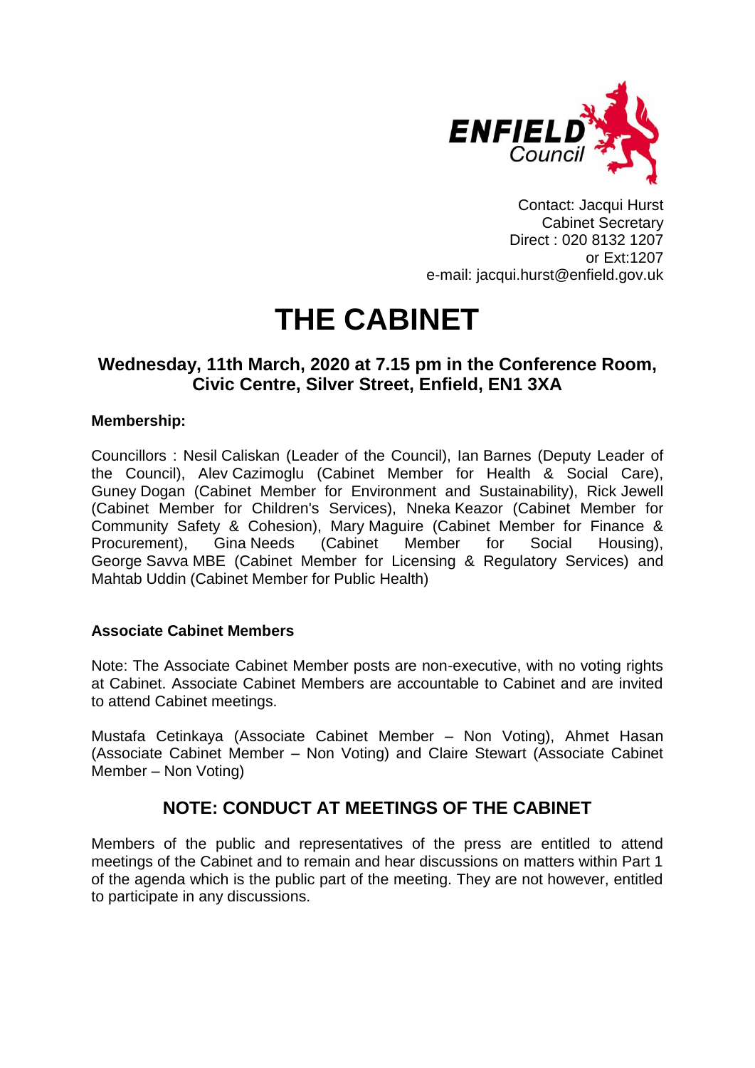Contact: Jacqui Hurst
Cabinet Secretary
Direct : 020 8132 1207
or Ext:1207
e-mail: jacqui.hurst@enfield.gov.uk

# THE CABINET

## Wednesday, 11th March, 2020 at 7.15 pm in the Conference Room, Civic Centre, Silver Street, Enfield, EN1 3XA

**Membership:**

Councillors : Nesil Caliskan (Leader of the Council), Ian Barnes (Deputy Leader of the Council), Alev Cazimoglu (Cabinet Member for Health & Social Care), Guney Dogan (Cabinet Member for Environment and Sustainability), Rick Jewell (Cabinet Member for Children's Services), Nneka Keazor (Cabinet Member for Community Safety & Cohesion), Mary Maguire (Cabinet Member for Finance & Procurement), Gina Needs (Cabinet Member for Social Housing), George Savva MBE (Cabinet Member for Licensing & Regulatory Services) and Mahtab Uddin (Cabinet Member for Public Health)

**Associate Cabinet Members**

Note: The Associate Cabinet Member posts are non-executive, with no voting rights at Cabinet. Associate Cabinet Members are accountable to Cabinet and are invited to attend Cabinet meetings.

Mustafa Cetinkaya (Associate Cabinet Member – Non Voting), Ahmet Hasan (Associate Cabinet Member – Non Voting) and Claire Stewart (Associate Cabinet Member – Non Voting)

## NOTE: CONDUCT AT MEETINGS OF THE CABINET

Members of the public and representatives of the press are entitled to attend meetings of the Cabinet and to remain and hear discussions on matters within Part 1 of the agenda which is the public part of the meeting. They are not however, entitled to participate in any discussions.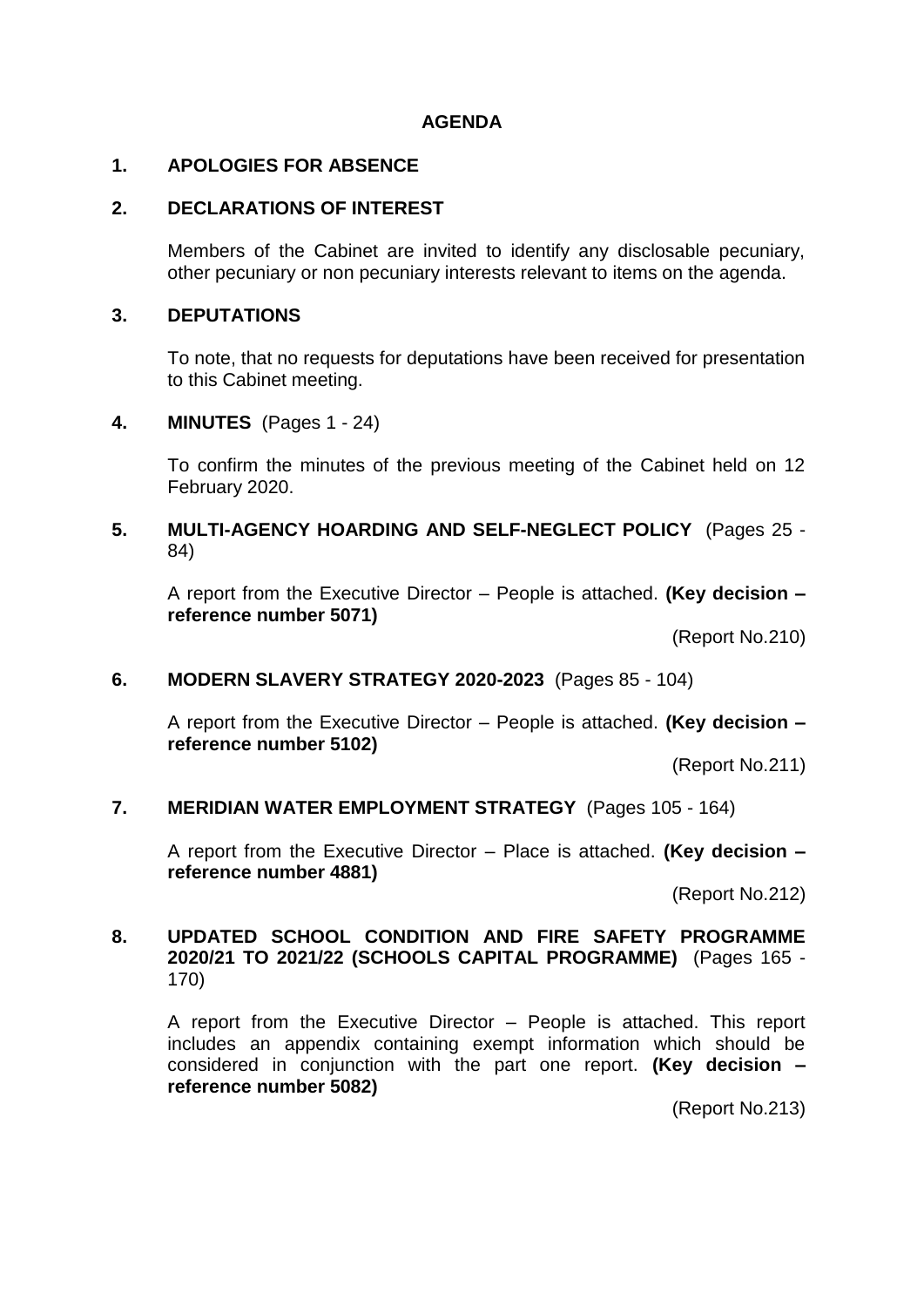# AGENDA

## 1. APOLOGIES FOR ABSENCE

## 2. DECLARATIONS OF INTEREST

Members of the Cabinet are invited to identify any disclosable pecuniary, other pecuniary or non pecuniary interests relevant to items on the agenda.

## 3. DEPUTATIONS

To note, that no requests for deputations have been received for presentation to this Cabinet meeting.

## 4. MINUTES (Pages 1 - 24)

To confirm the minutes of the previous meeting of the Cabinet held on 12 February 2020.

## 5. MULTI-AGENCY HOARDING AND SELF-NEGLECT POLICY (Pages 25 - 84)

A report from the Executive Director – People is attached. **(Key decision – reference number 5071)**

(Report No.210)

## 6. MODERN SLAVERY STRATEGY 2020-2023 (Pages 85 - 104)

A report from the Executive Director – People is attached. **(Key decision – reference number 5102)**

(Report No.211)

## 7. MERIDIAN WATER EMPLOYMENT STRATEGY (Pages 105 - 164)

A report from the Executive Director – Place is attached. **(Key decision – reference number 4881)**

(Report No.212)

## 8. UPDATED SCHOOL CONDITION AND FIRE SAFETY PROGRAMME 2020/21 TO 2021/22 (SCHOOLS CAPITAL PROGRAMME) (Pages 165 - 170)

A report from the Executive Director – People is attached. This report includes an appendix containing exempt information which should be considered in conjunction with the part one report. **(Key decision – reference number 5082)**

(Report No.213)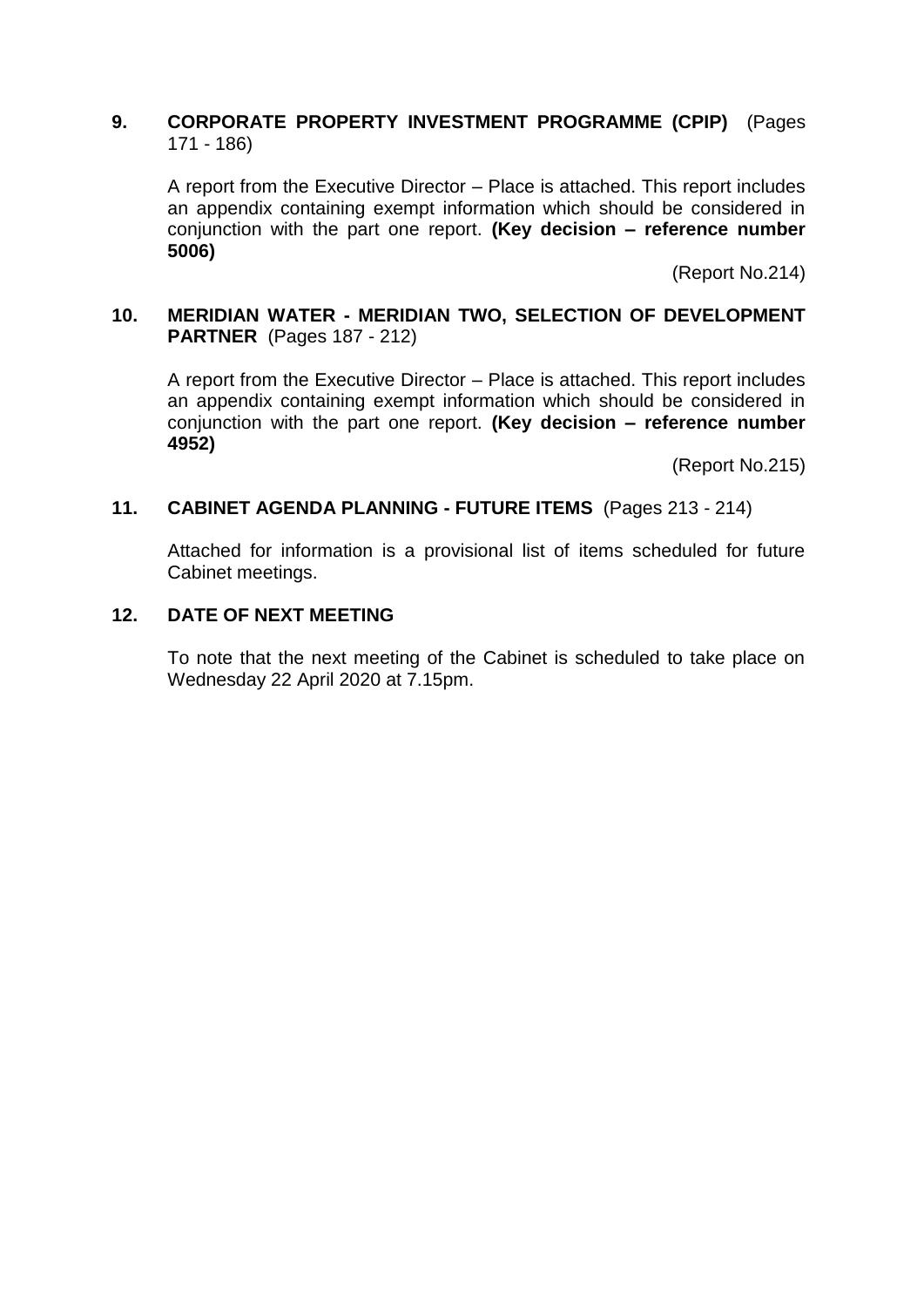**9. CORPORATE PROPERTY INVESTMENT PROGRAMME (CPIP)** (Pages 171 - 186)

A report from the Executive Director – Place is attached. This report includes an appendix containing exempt information which should be considered in conjunction with the part one report. **(Key decision – reference number 5006)**

(Report No.214)

**10. MERIDIAN WATER - MERIDIAN TWO, SELECTION OF DEVELOPMENT PARTNER** (Pages 187 - 212)

A report from the Executive Director – Place is attached. This report includes an appendix containing exempt information which should be considered in conjunction with the part one report. **(Key decision – reference number 4952)**

(Report No.215)

**11. CABINET AGENDA PLANNING - FUTURE ITEMS** (Pages 213 - 214)

Attached for information is a provisional list of items scheduled for future Cabinet meetings.

**12. DATE OF NEXT MEETING**

To note that the next meeting of the Cabinet is scheduled to take place on Wednesday 22 April 2020 at 7.15pm.